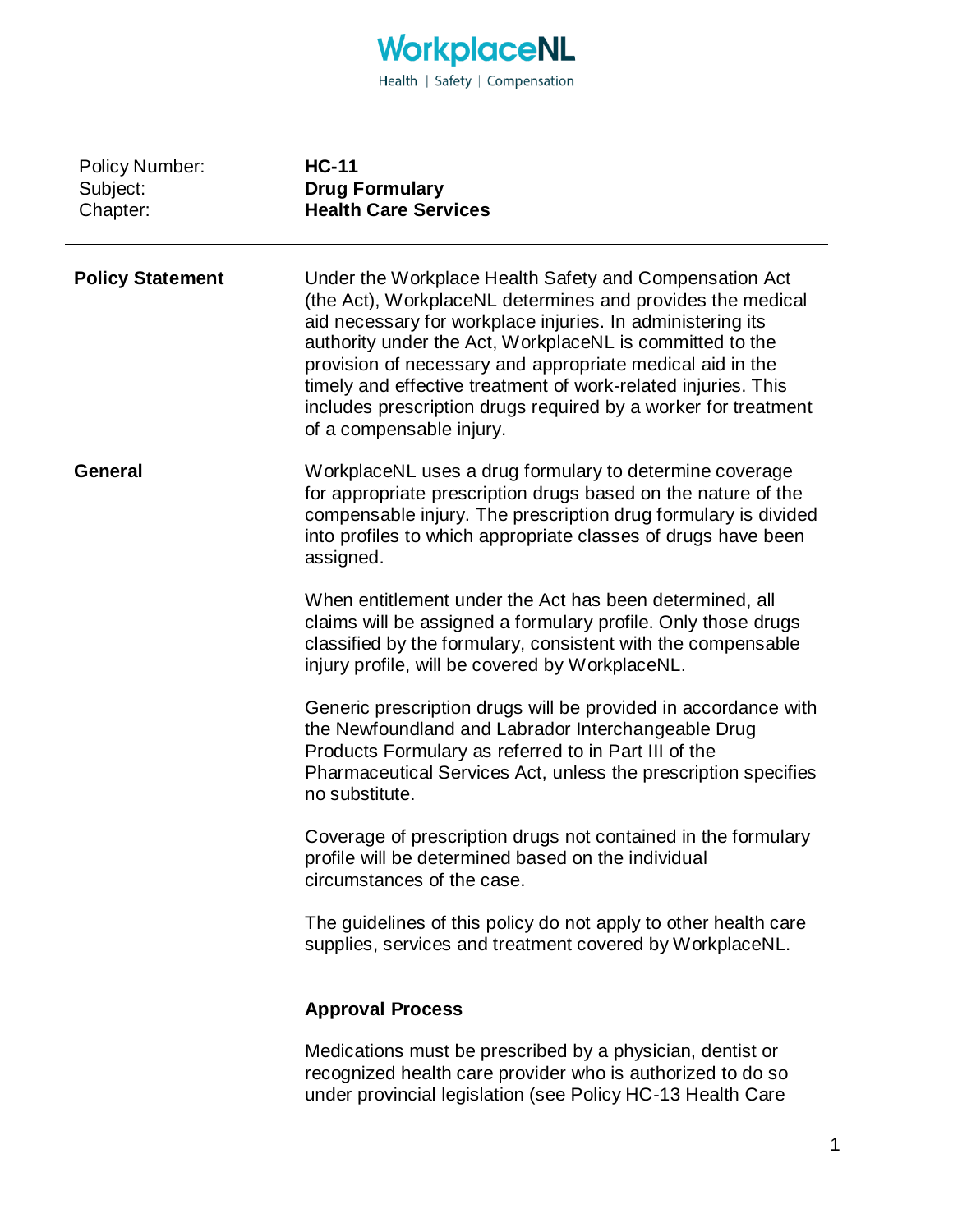WorkplaceNL

Health | Safety | Compensation

| | |
|---|---|
| Policy Number: | **HC-11** |
| Subject: | **Drug Formulary** |
| Chapter: | **Health Care Services** |

---

## Policy Statement

Under the Workplace Health Safety and Compensation Act (the Act), WorkplaceNL determines and provides the medical aid necessary for workplace injuries. In administering its authority under the Act, WorkplaceNL is committed to the provision of necessary and appropriate medical aid in the timely and effective treatment of work-related injuries. This includes prescription drugs required by a worker for treatment of a compensable injury.

## General

WorkplaceNL uses a drug formulary to determine coverage for appropriate prescription drugs based on the nature of the compensable injury. The prescription drug formulary is divided into profiles to which appropriate classes of drugs have been assigned.

When entitlement under the Act has been determined, all claims will be assigned a formulary profile. Only those drugs classified by the formulary, consistent with the compensable injury profile, will be covered by WorkplaceNL.

Generic prescription drugs will be provided in accordance with the Newfoundland and Labrador Interchangeable Drug Products Formulary as referred to in Part III of the Pharmaceutical Services Act, unless the prescription specifies no substitute.

Coverage of prescription drugs not contained in the formulary profile will be determined based on the individual circumstances of the case.

The guidelines of this policy do not apply to other health care supplies, services and treatment covered by WorkplaceNL.

### Approval Process

Medications must be prescribed by a physician, dentist or recognized health care provider who is authorized to do so under provincial legislation (see Policy HC-13 Health Care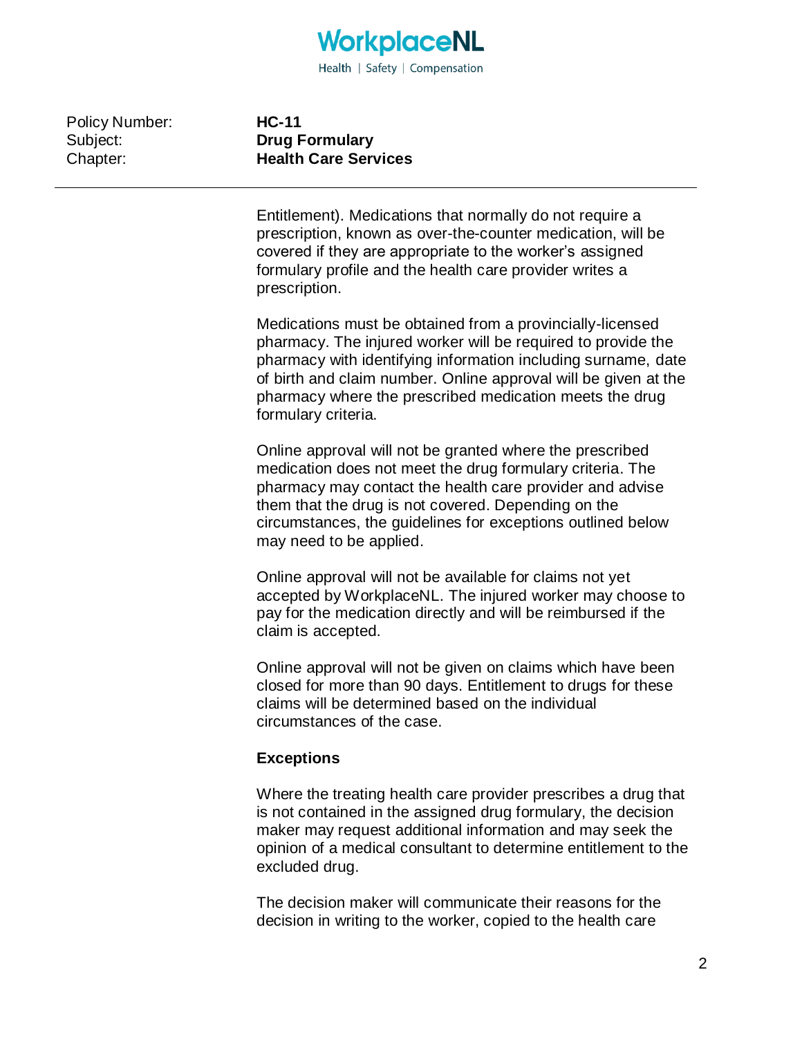Entitlement). Medications that normally do not require a prescription, known as over-the-counter medication, will be covered if they are appropriate to the worker's assigned formulary profile and the health care provider writes a prescription.

Medications must be obtained from a provincially-licensed pharmacy. The injured worker will be required to provide the pharmacy with identifying information including surname, date of birth and claim number. Online approval will be given at the pharmacy where the prescribed medication meets the drug formulary criteria.

Online approval will not be granted where the prescribed medication does not meet the drug formulary criteria. The pharmacy may contact the health care provider and advise them that the drug is not covered. Depending on the circumstances, the guidelines for exceptions outlined below may need to be applied.

Online approval will not be available for claims not yet accepted by WorkplaceNL. The injured worker may choose to pay for the medication directly and will be reimbursed if the claim is accepted.

Online approval will not be given on claims which have been closed for more than 90 days. Entitlement to drugs for these claims will be determined based on the individual circumstances of the case.

**Exceptions**

Where the treating health care provider prescribes a drug that is not contained in the assigned drug formulary, the decision maker may request additional information and may seek the opinion of a medical consultant to determine entitlement to the excluded drug.

The decision maker will communicate their reasons for the decision in writing to the worker, copied to the health care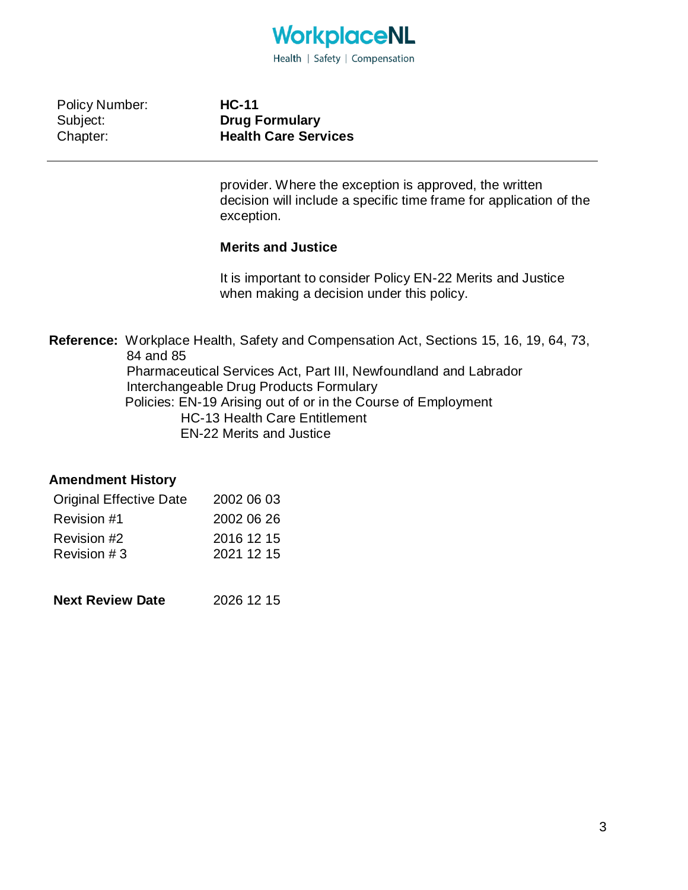Policy Number: **HC-11**
Subject: **Drug Formulary**
Chapter: **Health Care Services**

---

provider. Where the exception is approved, the written decision will include a specific time frame for application of the exception.

**Merits and Justice**

It is important to consider Policy EN-22 Merits and Justice when making a decision under this policy.

**Reference:** Workplace Health, Safety and Compensation Act, Sections 15, 16, 19, 64, 73, 84 and 85
Pharmaceutical Services Act, Part III, Newfoundland and Labrador Interchangeable Drug Products Formulary
Policies: EN-19 Arising out of or in the Course of Employment
HC-13 Health Care Entitlement
EN-22 Merits and Justice

**Amendment History**

| | |
|---|---|
| Original Effective Date | 2002 06 03 |
| Revision #1 | 2002 06 26 |
| Revision #2 | 2016 12 15 |
| Revision # 3 | 2021 12 15 |

**Next Review Date** 2026 12 15